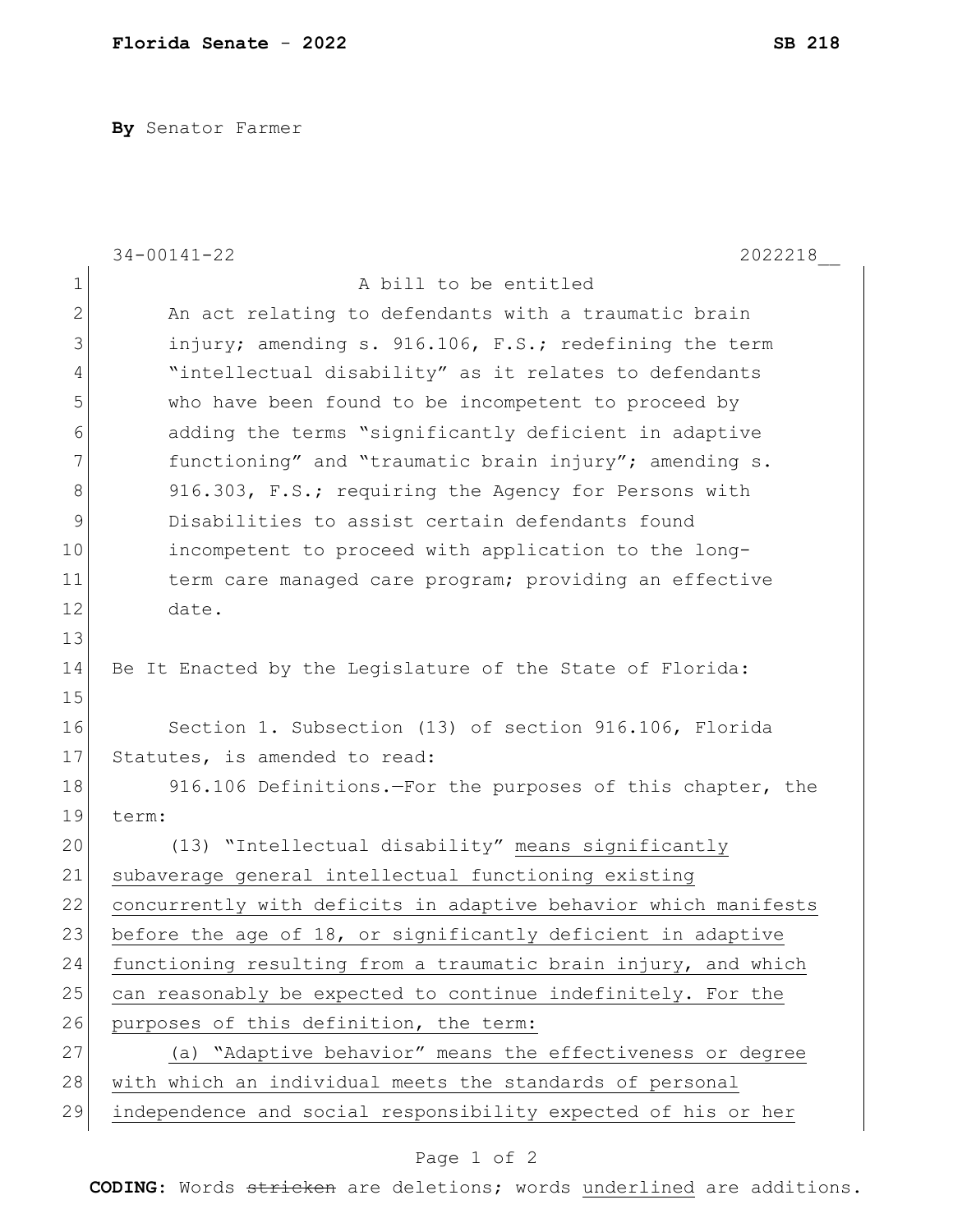**Florida Senate** - **2022** **SB 218**

**By** Senator Farmer

34-00141-22 2022218__

A bill to be entitled

An act relating to defendants with a traumatic brain injury; amending s. 916.106, F.S.; redefining the term "intellectual disability" as it relates to defendants who have been found to be incompetent to proceed by adding the terms "significantly deficient in adaptive functioning" and "traumatic brain injury"; amending s. 916.303, F.S.; requiring the Agency for Persons with Disabilities to assist certain defendants found incompetent to proceed with application to the long-term care managed care program; providing an effective date.

Be It Enacted by the Legislature of the State of Florida:

Section 1. Subsection (13) of section 916.106, Florida Statutes, is amended to read:

916.106 Definitions.—For the purposes of this chapter, the term:

(13) "Intellectual disability" <u>means significantly subaverage general intellectual functioning existing concurrently with deficits in adaptive behavior which manifests before the age of 18, or significantly deficient in adaptive functioning resulting from a traumatic brain injury, and which can reasonably be expected to continue indefinitely. For the purposes of this definition, the term:</u>

<u>(a) "Adaptive behavior" means the effectiveness or degree with which an individual meets the standards of personal independence and social responsibility expected of his or her</u>

**CODING:** Words ~~stricken~~ are deletions; words <u>underlined</u> are additions.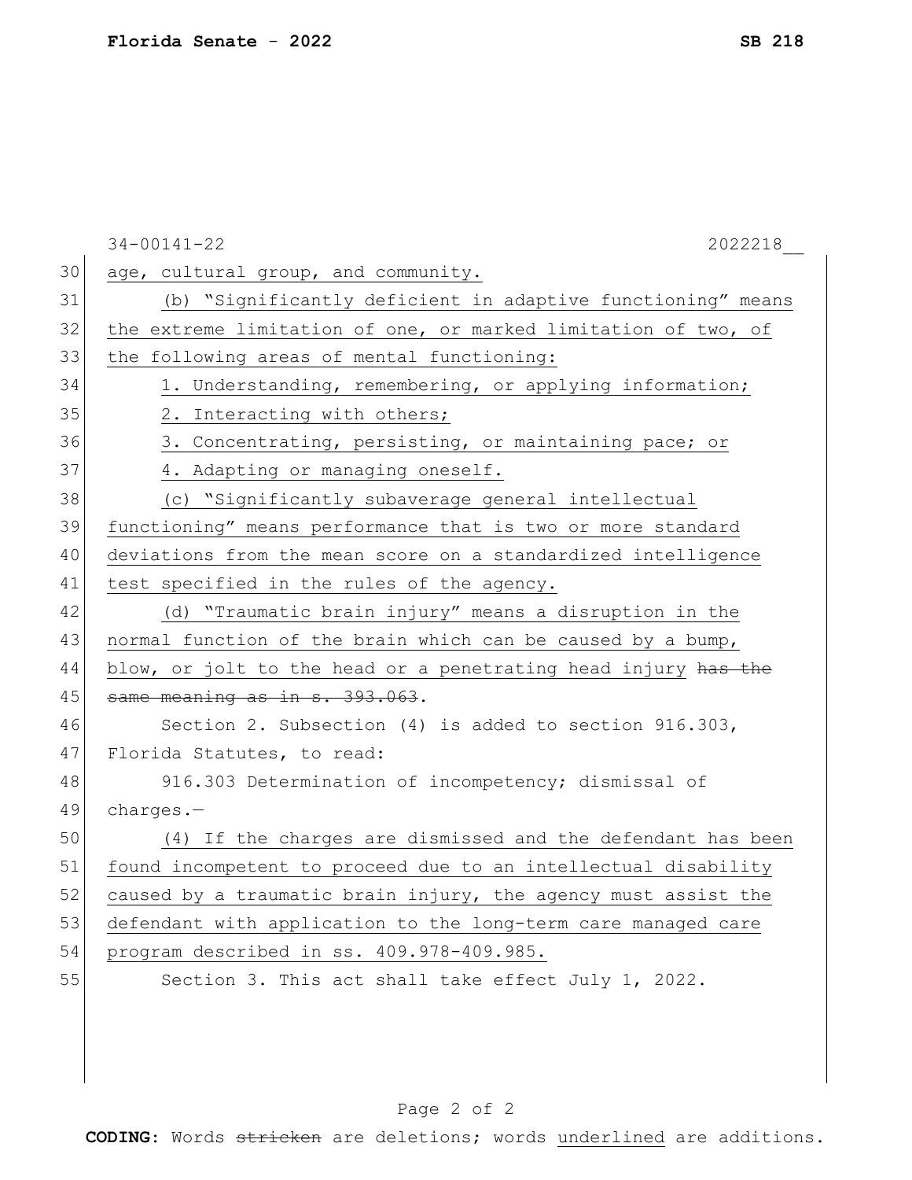34-00141-22 2022218__

age, cultural group, and community.

(b) "Significantly deficient in adaptive functioning" means the extreme limitation of one, or marked limitation of two, of the following areas of mental functioning:

1. Understanding, remembering, or applying information;

2. Interacting with others;

3. Concentrating, persisting, or maintaining pace; or

4. Adapting or managing oneself.

(c) "Significantly subaverage general intellectual functioning" means performance that is two or more standard deviations from the mean score on a standardized intelligence test specified in the rules of the agency.

(d) "Traumatic brain injury" means a disruption in the normal function of the brain which can be caused by a bump, blow, or jolt to the head or a penetrating head injury ~~has the same meaning as in s. 393.063~~.

Section 2. Subsection (4) is added to section 916.303, Florida Statutes, to read:

916.303 Determination of incompetency; dismissal of charges.—

(4) If the charges are dismissed and the defendant has been found incompetent to proceed due to an intellectual disability caused by a traumatic brain injury, the agency must assist the defendant with application to the long-term care managed care program described in ss. 409.978-409.985.

Section 3. This act shall take effect July 1, 2022.

**CODING:** Words ~~stricken~~ are deletions; words underlined are additions.